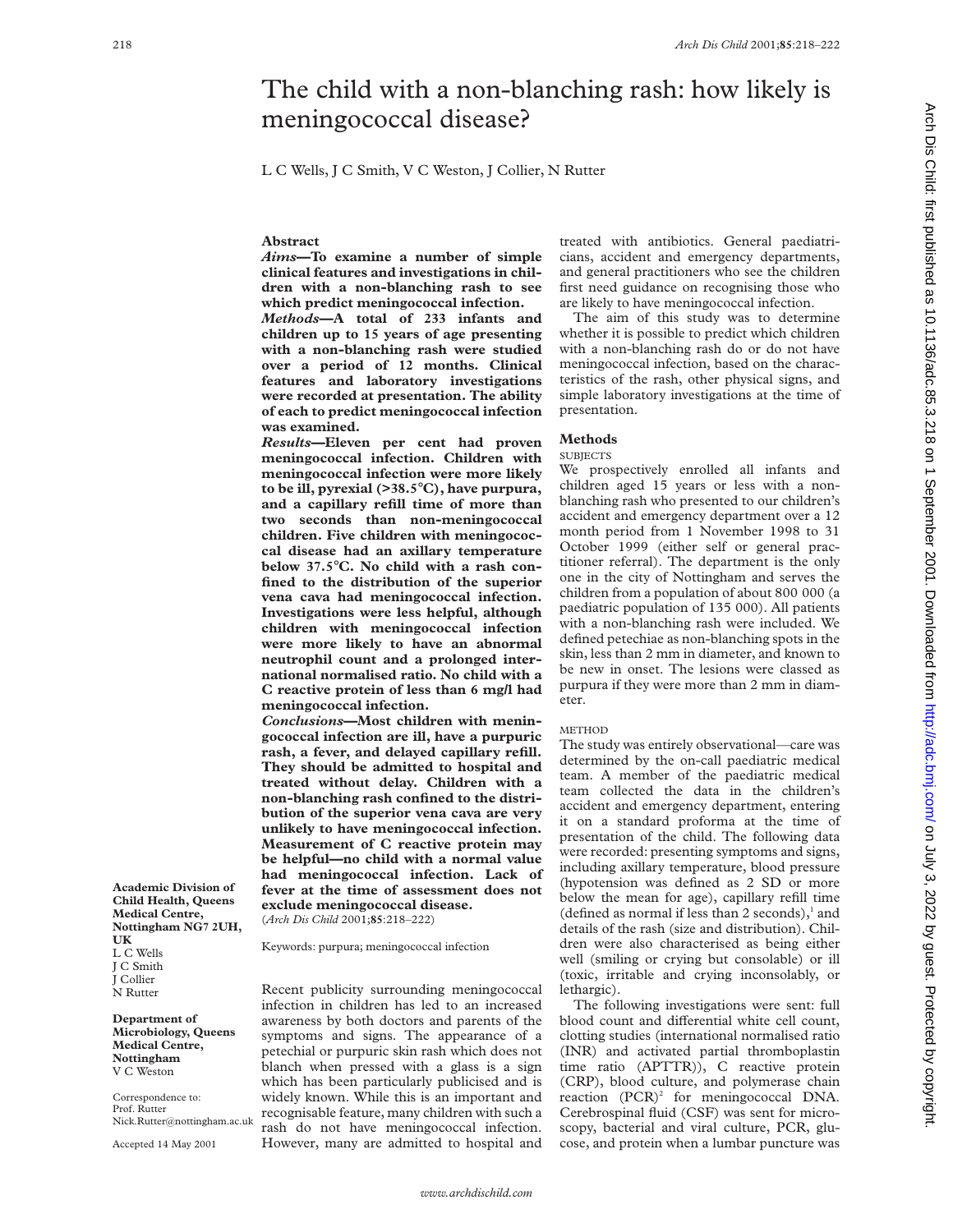# The child with a non-blanching rash: how likely is meningococcal disease?

L C Wells, J C Smith, V C Weston, J Collier, N Rutter

Academic Division of Child Health, Queens Medical Centre, Nottingham NG7 2UH, UK
L C Wells
J C Smith
J Collier
N Rutter

Department of Microbiology, Queens Medical Centre, Nottingham
V C Weston

Correspondence to: Prof. Rutter
Nick.Rutter@nottingham.ac.uk

Accepted 14 May 2001

## Abstract

***Aims*—To examine a number of simple clinical features and investigations in children with a non-blanching rash to see which predict meningococcal infection.**

***Methods*—A total of 233 infants and children up to 15 years of age presenting with a non-blanching rash were studied over a period of 12 months. Clinical features and laboratory investigations were recorded at presentation. The ability of each to predict meningococcal infection was examined.**

***Results*—Eleven per cent had proven meningococcal infection. Children with meningococcal infection were more likely to be ill, pyrexial (>38.5°C), have purpura, and a capillary refill time of more than two seconds than non-meningococcal children. Five children with meningococcal disease had an axillary temperature below 37.5°C. No child with a rash confined to the distribution of the superior vena cava had meningococcal infection. Investigations were less helpful, although children with meningococcal infection were more likely to have an abnormal neutrophil count and a prolonged international normalised ratio. No child with a C reactive protein of less than 6 mg/l had meningococcal infection.**

***Conclusions*—Most children with meningococcal infection are ill, have a purpuric rash, a fever, and delayed capillary refill. They should be admitted to hospital and treated without delay. Children with a non-blanching rash confined to the distribution of the superior vena cava are very unlikely to have meningococcal infection. Measurement of C reactive protein may be helpful—no child with a normal value had meningococcal infection. Lack of fever at the time of assessment does not exclude meningococcal disease.**

(*Arch Dis Child* 2001;**85**:218–222)

Keywords: purpura; meningococcal infection

Recent publicity surrounding meningococcal infection in children has led to an increased awareness by both doctors and parents of the symptoms and signs. The appearance of a petechial or purpuric skin rash which does not blanch when pressed with a glass is a sign which has been particularly publicised and is widely known. While this is an important and recognisable feature, many children with such a rash do not have meningococcal infection. However, many are admitted to hospital and treated with antibiotics. General paediatricians, accident and emergency departments, and general practitioners who see the children first need guidance on recognising those who are likely to have meningococcal infection.

The aim of this study was to determine whether it is possible to predict which children with a non-blanching rash do or do not have meningococcal infection, based on the characteristics of the rash, other physical signs, and simple laboratory investigations at the time of presentation.

## Methods

### SUBJECTS

We prospectively enrolled all infants and children aged 15 years or less with a non-blanching rash who presented to our children's accident and emergency department over a 12 month period from 1 November 1998 to 31 October 1999 (either self or general practitioner referral). The department is the only one in the city of Nottingham and serves the children from a population of about 800 000 (a paediatric population of 135 000). All patients with a non-blanching rash were included. We defined petechiae as non-blanching spots in the skin, less than 2 mm in diameter, and known to be new in onset. The lesions were classed as purpura if they were more than 2 mm in diameter.

### METHOD

The study was entirely observational—care was determined by the on-call paediatric medical team. A member of the paediatric medical team collected the data in the children's accident and emergency department, entering it on a standard proforma at the time of presentation of the child. The following data were recorded: presenting symptoms and signs, including axillary temperature, blood pressure (hypotension was defined as 2 SD or more below the mean for age), capillary refill time (defined as normal if less than 2 seconds),[1] and details of the rash (size and distribution). Children were also characterised as being either well (smiling or crying but consolable) or ill (toxic, irritable and crying inconsolably, or lethargic).

The following investigations were sent: full blood count and differential white cell count, clotting studies (international normalised ratio (INR) and activated partial thromboplastin time ratio (APTTR)), C reactive protein (CRP), blood culture, and polymerase chain reaction (PCR)[2] for meningococcal DNA. Cerebrospinal fluid (CSF) was sent for microscopy, bacterial and viral culture, PCR, glucose, and protein when a lumbar puncture was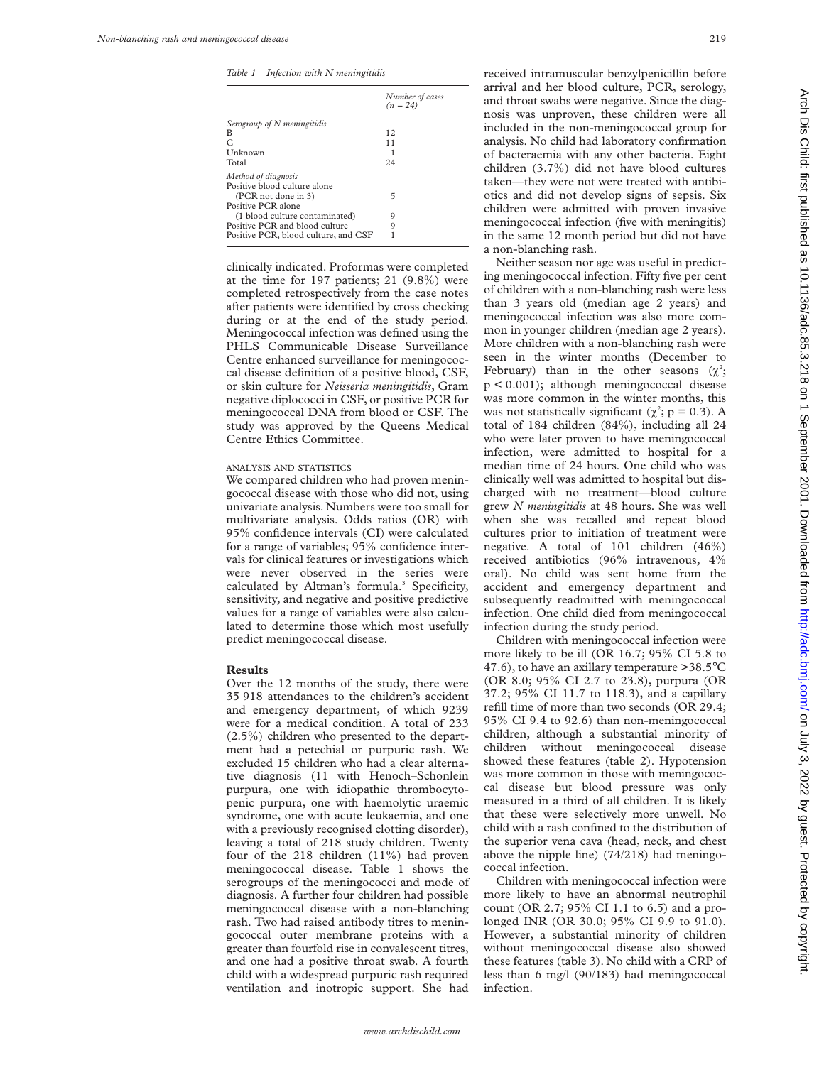*Table 1 Infection with N meningitidis*

| | Number of cases (n = 24) |
|---|---|
| *Serogroup of N meningitidis* | |
| B | 12 |
| C | 11 |
| Unknown | 1 |
| Total | 24 |
| *Method of diagnosis* | |
| Positive blood culture alone (PCR not done in 3) | 5 |
| Positive PCR alone (1 blood culture contaminated) | 9 |
| Positive PCR and blood culture | 9 |
| Positive PCR, blood culture, and CSF | 1 |

clinically indicated. Proformas were completed at the time for 197 patients; 21 (9.8%) were completed retrospectively from the case notes after patients were identified by cross checking during or at the end of the study period. Meningococcal infection was defined using the PHLS Communicable Disease Surveillance Centre enhanced surveillance for meningococcal disease definition of a positive blood, CSF, or skin culture for *Neisseria meningitidis*, Gram negative diplococci in CSF, or positive PCR for meningococcal DNA from blood or CSF. The study was approved by the Queens Medical Centre Ethics Committee.

### ANALYSIS AND STATISTICS

We compared children who had proven meningococcal disease with those who did not, using univariate analysis. Numbers were too small for multivariate analysis. Odds ratios (OR) with 95% confidence intervals (CI) were calculated for a range of variables; 95% confidence intervals for clinical features or investigations which were never observed in the series were calculated by Altman's formula.[3] Specificity, sensitivity, and negative and positive predictive values for a range of variables were also calculated to determine those which most usefully predict meningococcal disease.

## Results

Over the 12 months of the study, there were 35 918 attendances to the children's accident and emergency department, of which 9239 were for a medical condition. A total of 233 (2.5%) children who presented to the department had a petechial or purpuric rash. We excluded 15 children who had a clear alternative diagnosis (11 with Henoch–Schonlein purpura, one with idiopathic thrombocytopenic purpura, one with haemolytic uraemic syndrome, one with acute leukaemia, and one with a previously recognised clotting disorder), leaving a total of 218 study children. Twenty four of the 218 children (11%) had proven meningococcal disease. Table 1 shows the serogroups of the meningococci and mode of diagnosis. A further four children had possible meningococcal disease with a non-blanching rash. Two had raised antibody titres to meningococcal outer membrane proteins with a greater than fourfold rise in convalescent titres, and one had a positive throat swab. A fourth child with a widespread purpuric rash required ventilation and inotropic support. She had received intramuscular benzylpenicillin before arrival and her blood culture, PCR, serology, and throat swabs were negative. Since the diagnosis was unproven, these children were all included in the non-meningococcal group for analysis. No child had laboratory confirmation of bacteraemia with any other bacteria. Eight children (3.7%) did not have blood cultures taken—they were not were treated with antibiotics and did not develop signs of sepsis. Six children were admitted with proven invasive meningococcal infection (five with meningitis) in the same 12 month period but did not have a non-blanching rash.

Neither season nor age was useful in predicting meningococcal infection. Fifty five per cent of children with a non-blanching rash were less than 3 years old (median age 2 years) and meningococcal infection was also more common in younger children (median age 2 years). More children with a non-blanching rash were seen in the winter months (December to February) than in the other seasons ($\chi^2$; $p < 0.001$); although meningococcal disease was more common in the winter months, this was not statistically significant ($\chi^2$; $p = 0.3$). A total of 184 children (84%), including all 24 who were later proven to have meningococcal infection, were admitted to hospital for a median time of 24 hours. One child who was clinically well was admitted to hospital but discharged with no treatment—blood culture grew *N meningitidis* at 48 hours. She was well when she was recalled and repeat blood cultures prior to initiation of treatment were negative. A total of 101 children (46%) received antibiotics (96% intravenous, 4% oral). No child was sent home from the accident and emergency department and subsequently readmitted with meningococcal infection. One child died from meningococcal infection during the study period.

Children with meningococcal infection were more likely to be ill (OR 16.7; 95% CI 5.8 to 47.6), to have an axillary temperature >38.5°C (OR 8.0; 95% CI 2.7 to 23.8), purpura (OR 37.2; 95% CI 11.7 to 118.3), and a capillary refill time of more than two seconds (OR 29.4; 95% CI 9.4 to 92.6) than non-meningococcal children, although a substantial minority of children without meningococcal disease showed these features (table 2). Hypotension was more common in those with meningococcal disease but blood pressure was only measured in a third of all children. It is likely that these were selectively more unwell. No child with a rash confined to the distribution of the superior vena cava (head, neck, and chest above the nipple line) (74/218) had meningococcal infection.

Children with meningococcal infection were more likely to have an abnormal neutrophil count (OR 2.7; 95% CI 1.1 to 6.5) and a prolonged INR (OR 30.0; 95% CI 9.9 to 91.0). However, a substantial minority of children without meningococcal disease also showed these features (table 3). No child with a CRP of less than 6 mg/l (90/183) had meningococcal infection.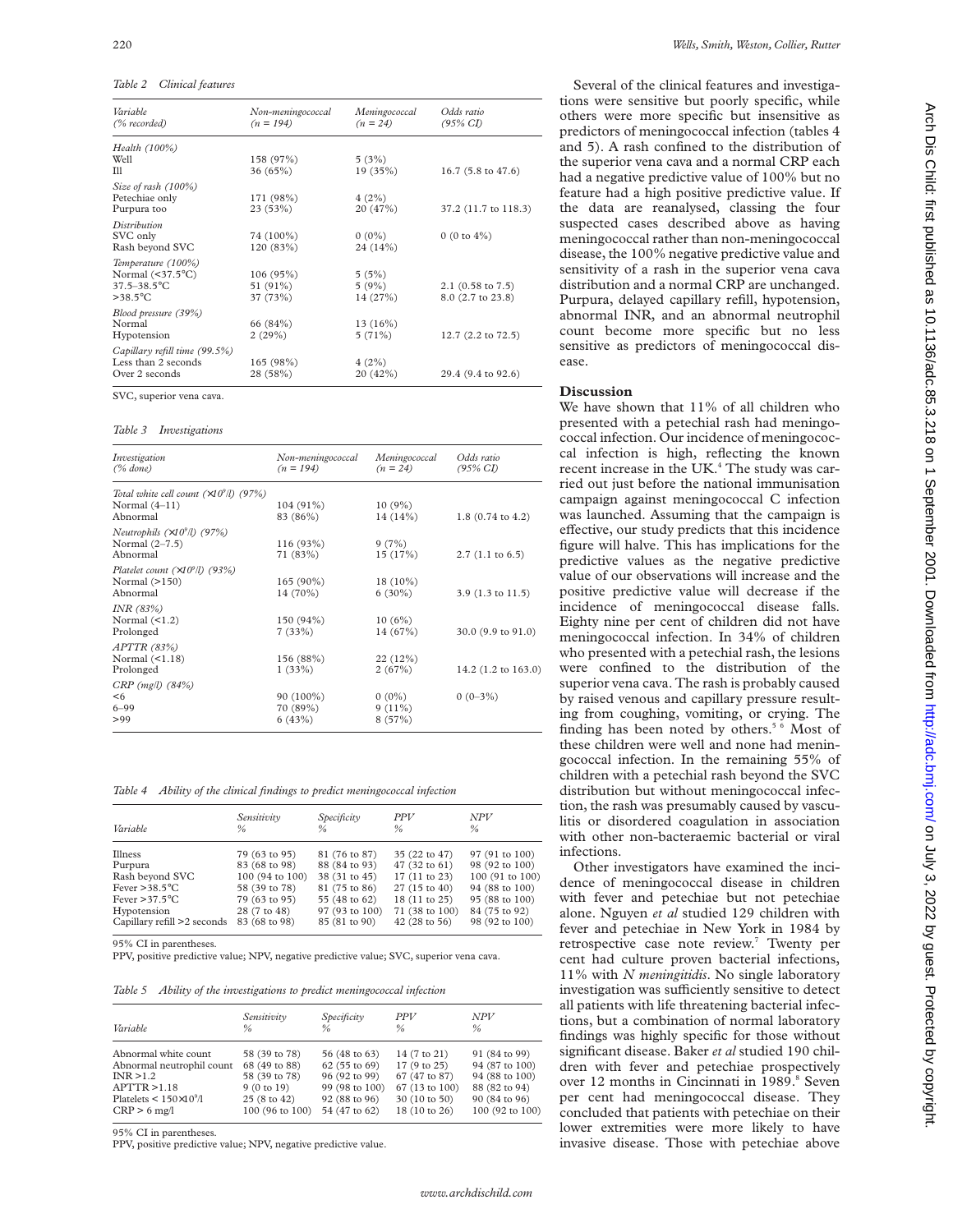*Table 2 Clinical features*

| Variable (% recorded) | Non-meningococcal (n = 194) | Meningococcal (n = 24) | Odds ratio (95% CI) |
|---|---|---|---|
| *Health (100%)* | | | |
| Well | 158 (97%) | 5 (3%) | |
| Ill | 36 (65%) | 19 (35%) | 16.7 (5.8 to 47.6) |
| *Size of rash (100%)* | | | |
| Petechiae only | 171 (98%) | 4 (2%) | |
| Purpura too | 23 (53%) | 20 (47%) | 37.2 (11.7 to 118.3) |
| *Distribution* | | | |
| SVC only | 74 (100%) | 0 (0%) | 0 (0 to 4%) |
| Rash beyond SVC | 120 (83%) | 24 (14%) | |
| *Temperature (100%)* | | | |
| Normal (<37.5°C) | 106 (95%) | 5 (5%) | |
| 37.5–38.5°C | 51 (91%) | 5 (9%) | 2.1 (0.58 to 7.5) |
| >38.5°C | 37 (73%) | 14 (27%) | 8.0 (2.7 to 23.8) |
| *Blood pressure (39%)* | | | |
| Normal | 66 (84%) | 13 (16%) | |
| Hypotension | 2 (29%) | 5 (71%) | 12.7 (2.2 to 72.5) |
| *Capillary refill time (99.5%)* | | | |
| Less than 2 seconds | 165 (98%) | 4 (2%) | |
| Over 2 seconds | 28 (58%) | 20 (42%) | 29.4 (9.4 to 92.6) |

SVC, superior vena cava.

*Table 3 Investigations*

| Investigation (% done) | Non-meningococcal (n = 194) | Meningococcal (n = 24) | Odds ratio (95% CI) |
|---|---|---|---|
| *Total white cell count ($\times 10^9$/l) (97%)* | | | |
| Normal (4–11) | 104 (91%) | 10 (9%) | |
| Abnormal | 83 (86%) | 14 (14%) | 1.8 (0.74 to 4.2) |
| *Neutrophils ($\times 10^9$/l) (97%)* | | | |
| Normal (2–7.5) | 116 (93%) | 9 (7%) | |
| Abnormal | 71 (83%) | 15 (17%) | 2.7 (1.1 to 6.5) |
| *Platelet count ($\times 10^9$/l) (93%)* | | | |
| Normal (>150) | 165 (90%) | 18 (10%) | |
| Abnormal | 14 (70%) | 6 (30%) | 3.9 (1.3 to 11.5) |
| *INR (83%)* | | | |
| Normal (<1.2) | 150 (94%) | 10 (6%) | |
| Prolonged | 7 (33%) | 14 (67%) | 30.0 (9.9 to 91.0) |
| *APTTR (83%)* | | | |
| Normal (<1.18) | 156 (88%) | 22 (12%) | |
| Prolonged | 1 (33%) | 2 (67%) | 14.2 (1.2 to 163.0) |
| *CRP (mg/l) (84%)* | | | |
| <6 | 90 (100%) | 0 (0%) | 0 (0–3%) |
| 6–99 | 70 (89%) | 9 (11%) | |
| >99 | 6 (43%) | 8 (57%) | |

*Table 4 Ability of the clinical findings to predict meningococcal infection*

| Variable | Sensitivity % | Specificity % | PPV % | NPV % |
|---|---|---|---|---|
| Illness | 79 (63 to 95) | 81 (76 to 87) | 35 (22 to 47) | 97 (91 to 100) |
| Purpura | 83 (68 to 98) | 88 (84 to 93) | 47 (32 to 61) | 98 (92 to 100) |
| Rash beyond SVC | 100 (94 to 100) | 38 (31 to 45) | 17 (11 to 23) | 100 (91 to 100) |
| Fever >38.5°C | 58 (39 to 78) | 81 (75 to 86) | 27 (15 to 40) | 94 (88 to 100) |
| Fever >37.5°C | 79 (63 to 95) | 55 (48 to 62) | 18 (11 to 25) | 95 (88 to 100) |
| Hypotension | 28 (7 to 48) | 97 (93 to 100) | 71 (38 to 100) | 84 (75 to 92) |
| Capillary refill >2 seconds | 83 (68 to 98) | 85 (81 to 90) | 42 (28 to 56) | 98 (92 to 100) |

95% CI in parentheses.
PPV, positive predictive value; NPV, negative predictive value; SVC, superior vena cava.

*Table 5 Ability of the investigations to predict meningococcal infection*

| Variable | Sensitivity % | Specificity % | PPV % | NPV % |
|---|---|---|---|---|
| Abnormal white count | 58 (39 to 78) | 56 (48 to 63) | 14 (7 to 21) | 91 (84 to 99) |
| Abnormal neutrophil count | 68 (49 to 88) | 62 (55 to 69) | 17 (9 to 25) | 94 (87 to 100) |
| INR >1.2 | 58 (39 to 78) | 96 (92 to 99) | 67 (47 to 87) | 94 (88 to 100) |
| APTTR >1.18 | 9 (0 to 19) | 99 (98 to 100) | 67 (13 to 100) | 88 (82 to 94) |
| Platelets < $150\times10^9$/l | 25 (8 to 42) | 92 (88 to 96) | 30 (10 to 50) | 90 (84 to 96) |
| CRP > 6 mg/l | 100 (96 to 100) | 54 (47 to 62) | 18 (10 to 26) | 100 (92 to 100) |

95% CI in parentheses.
PPV, positive predictive value; NPV, negative predictive value.

Several of the clinical features and investigations were sensitive but poorly specific, while others were more specific but insensitive as predictors of meningococcal infection (tables 4 and 5). A rash confined to the distribution of the superior vena cava and a normal CRP each had a negative predictive value of 100% but no feature had a high positive predictive value. If the data are reanalysed, classing the four suspected cases described above as having meningococcal rather than non-meningococcal disease, the 100% negative predictive value and sensitivity of a rash in the superior vena cava distribution and a normal CRP are unchanged. Purpura, delayed capillary refill, hypotension, abnormal INR, and an abnormal neutrophil count become more specific but no less sensitive as predictors of meningococcal disease.

## Discussion

We have shown that 11% of all children who presented with a petechial rash had meningococcal infection. Our incidence of meningococcal infection is high, reflecting the known recent increase in the UK.[4] The study was carried out just before the national immunisation campaign against meningococcal C infection was launched. Assuming that the campaign is effective, our study predicts that this incidence figure will halve. This has implications for the predictive values as the negative predictive value of our observations will increase and the positive predictive value will decrease if the incidence of meningococcal disease falls. Eighty nine per cent of children did not have meningococcal infection. In 34% of children who presented with a petechial rash, the lesions were confined to the distribution of the superior vena cava. The rash is probably caused by raised venous and capillary pressure resulting from coughing, vomiting, or crying. The finding has been noted by others.[5 6] Most of these children were well and none had meningococcal infection. In the remaining 55% of children with a petechial rash beyond the SVC distribution but without meningococcal infection, the rash was presumably caused by vasculitis or disordered coagulation in association with other non-bacteraemic bacterial or viral infections.

Other investigators have examined the incidence of meningococcal disease in children with fever and petechiae but not petechiae alone. Nguyen *et al* studied 129 children with fever and petechiae in New York in 1984 by retrospective case note review.[7] Twenty per cent had culture proven bacterial infections, 11% with *N meningitidis*. No single laboratory investigation was sufficiently sensitive to detect all patients with life threatening bacterial infections, but a combination of normal laboratory findings was highly specific for those without significant disease. Baker *et al* studied 190 children with fever and petechiae prospectively over 12 months in Cincinnati in 1989.[8] Seven per cent had meningococcal disease. They concluded that patients with petechiae on their lower extremities were more likely to have invasive disease. Those with petechiae above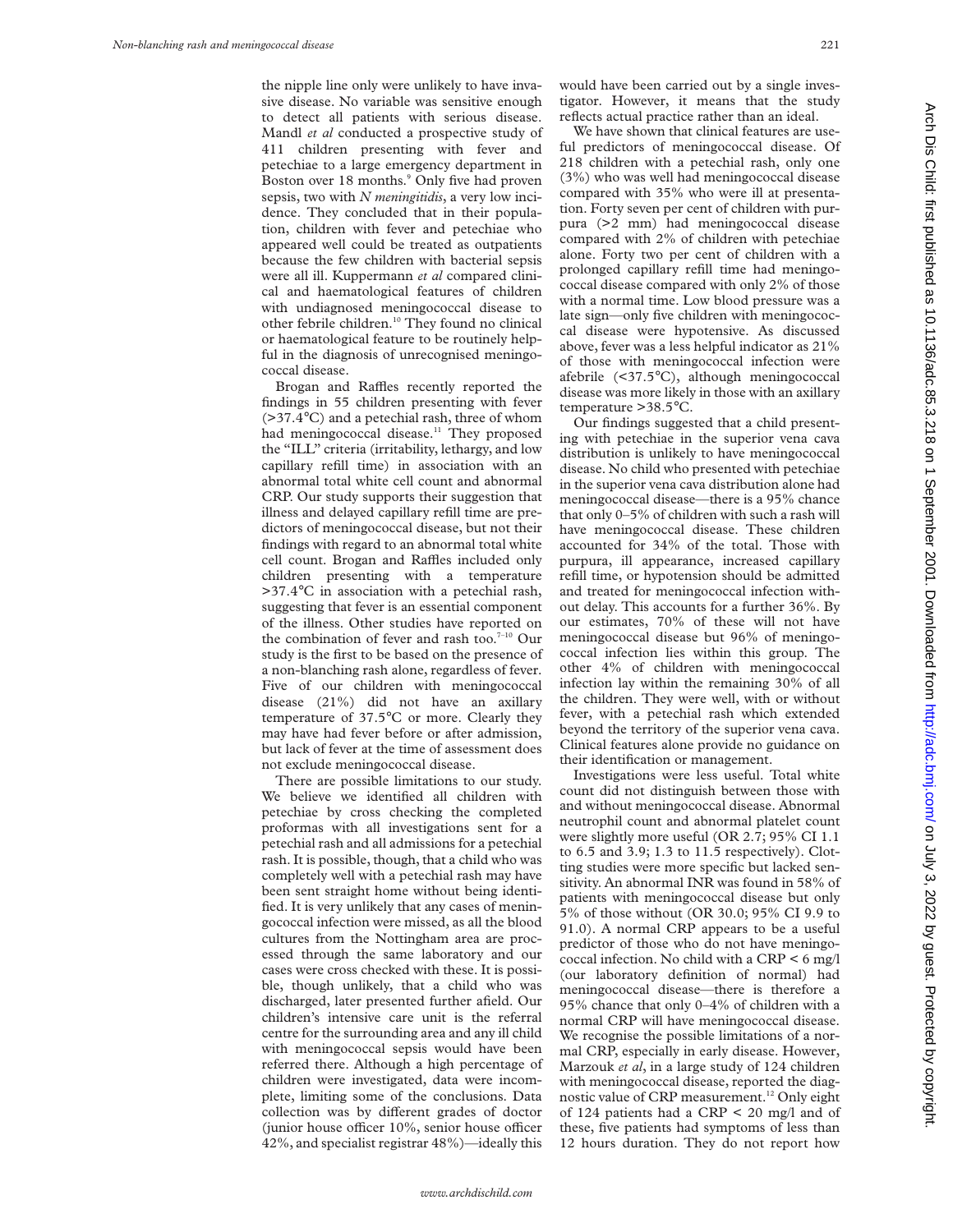the nipple line only were unlikely to have invasive disease. No variable was sensitive enough to detect all patients with serious disease. Mandl *et al* conducted a prospective study of 411 children presenting with fever and petechiae to a large emergency department in Boston over 18 months.[9] Only five had proven sepsis, two with *N meningitidis*, a very low incidence. They concluded that in their population, children with fever and petechiae who appeared well could be treated as outpatients because the few children with bacterial sepsis were all ill. Kuppermann *et al* compared clinical and haematological features of children with undiagnosed meningococcal disease to other febrile children.[10] They found no clinical or haematological feature to be routinely helpful in the diagnosis of unrecognised meningococcal disease.

Brogan and Raffles recently reported the findings in 55 children presenting with fever (>37.4°C) and a petechial rash, three of whom had meningococcal disease.[11] They proposed the "ILL" criteria (irritability, lethargy, and low capillary refill time) in association with an abnormal total white cell count and abnormal CRP. Our study supports their suggestion that illness and delayed capillary refill time are predictors of meningococcal disease, but not their findings with regard to an abnormal total white cell count. Brogan and Raffles included only children presenting with a temperature >37.4°C in association with a petechial rash, suggesting that fever is an essential component of the illness. Other studies have reported on the combination of fever and rash too.[7–10] Our study is the first to be based on the presence of a non-blanching rash alone, regardless of fever. Five of our children with meningococcal disease (21%) did not have an axillary temperature of 37.5°C or more. Clearly they may have had fever before or after admission, but lack of fever at the time of assessment does not exclude meningococcal disease.

There are possible limitations to our study. We believe we identified all children with petechiae by cross checking the completed proformas with all investigations sent for a petechial rash and all admissions for a petechial rash. It is possible, though, that a child who was completely well with a petechial rash may have been sent straight home without being identified. It is very unlikely that any cases of meningococcal infection were missed, as all the blood cultures from the Nottingham area are processed through the same laboratory and our cases were cross checked with these. It is possible, though unlikely, that a child who was discharged, later presented further afield. Our children's intensive care unit is the referral centre for the surrounding area and any ill child with meningococcal sepsis would have been referred there. Although a high percentage of children were investigated, data were incomplete, limiting some of the conclusions. Data collection was by different grades of doctor (junior house officer 10%, senior house officer 42%, and specialist registrar 48%)—ideally this would have been carried out by a single investigator. However, it means that the study reflects actual practice rather than an ideal.

We have shown that clinical features are useful predictors of meningococcal disease. Of 218 children with a petechial rash, only one (3%) who was well had meningococcal disease compared with 35% who were ill at presentation. Forty seven per cent of children with purpura (>2 mm) had meningococcal disease compared with 2% of children with petechiae alone. Forty two per cent of children with a prolonged capillary refill time had meningococcal disease compared with only 2% of those with a normal time. Low blood pressure was a late sign—only five children with meningococcal disease were hypotensive. As discussed above, fever was a less helpful indicator as 21% of those with meningococcal infection were afebrile (<37.5°C), although meningococcal disease was more likely in those with an axillary temperature >38.5°C.

Our findings suggested that a child presenting with petechiae in the superior vena cava distribution is unlikely to have meningococcal disease. No child who presented with petechiae in the superior vena cava distribution alone had meningococcal disease—there is a 95% chance that only 0–5% of children with such a rash will have meningococcal disease. These children accounted for 34% of the total. Those with purpura, ill appearance, increased capillary refill time, or hypotension should be admitted and treated for meningococcal infection without delay. This accounts for a further 36%. By our estimates, 70% of these will not have meningococcal disease but 96% of meningococcal infection lies within this group. The other 4% of children with meningococcal infection lay within the remaining 30% of all the children. They were well, with or without fever, with a petechial rash which extended beyond the territory of the superior vena cava. Clinical features alone provide no guidance on their identification or management.

Investigations were less useful. Total white count did not distinguish between those with and without meningococcal disease. Abnormal neutrophil count and abnormal platelet count were slightly more useful (OR 2.7; 95% CI 1.1 to 6.5 and 3.9; 1.3 to 11.5 respectively). Clotting studies were more specific but lacked sensitivity. An abnormal INR was found in 58% of patients with meningococcal disease but only 5% of those without (OR 30.0; 95% CI 9.9 to 91.0). A normal CRP appears to be a useful predictor of those who do not have meningococcal infection. No child with a CRP < 6 mg/l (our laboratory definition of normal) had meningococcal disease—there is therefore a 95% chance that only 0–4% of children with a normal CRP will have meningococcal disease. We recognise the possible limitations of a normal CRP, especially in early disease. However, Marzouk *et al*, in a large study of 124 children with meningococcal disease, reported the diagnostic value of CRP measurement.[12] Only eight of 124 patients had a CRP < 20 mg/l and of these, five patients had symptoms of less than 12 hours duration. They do not report how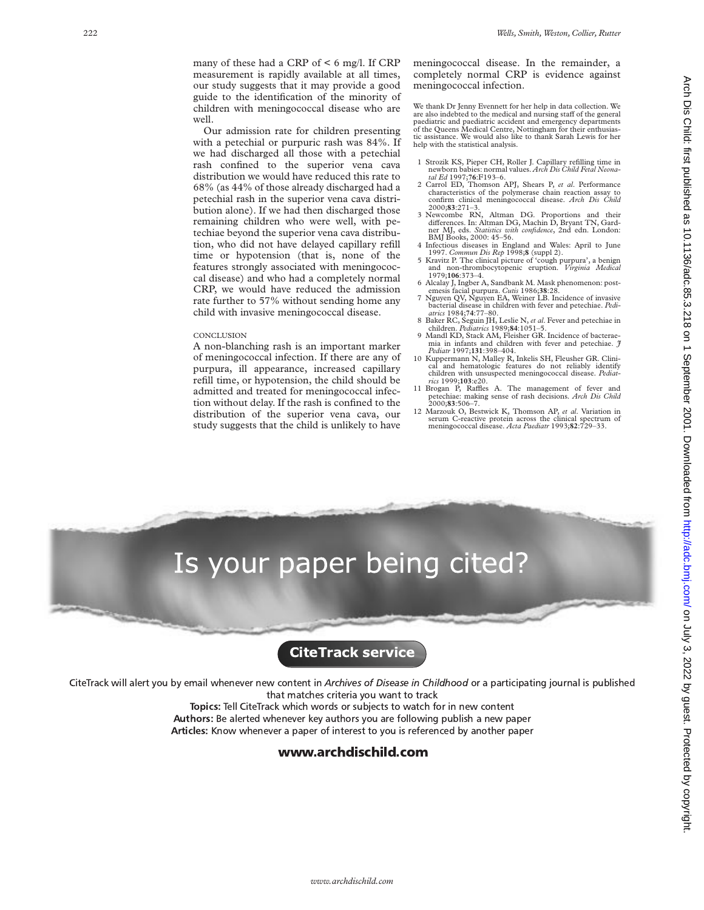many of these had a CRP of < 6 mg/l. If CRP measurement is rapidly available at all times, our study suggests that it may provide a good guide to the identification of the minority of children with meningococcal disease who are well.

Our admission rate for children presenting with a petechial or purpuric rash was 84%. If we had discharged all those with a petechial rash confined to the superior vena cava distribution we would have reduced this rate to 68% (as 44% of those already discharged had a petechial rash in the superior vena cava distribution alone). If we had then discharged those remaining children who were well, with petechiae beyond the superior vena cava distribution, who did not have delayed capillary refill time or hypotension (that is, none of the features strongly associated with meningococcal disease) and who had a completely normal CRP, we would have reduced the admission rate further to 57% without sending home any child with invasive meningococcal disease.

## CONCLUSION

A non-blanching rash is an important marker of meningococcal infection. If there are any of purpura, ill appearance, increased capillary refill time, or hypotension, the child should be admitted and treated for meningococcal infection without delay. If the rash is confined to the distribution of the superior vena cava, our study suggests that the child is unlikely to have meningococcal disease. In the remainder, a completely normal CRP is evidence against meningococcal infection.

We thank Dr Jenny Evennett for her help in data collection. We are also indebted to the medical and nursing staff of the general paediatric and paediatric accident and emergency departments of the Queens Medical Centre, Nottingham for their enthusiastic assistance. We would also like to thank Sarah Lewis for her help with the statistical analysis.

1. Strozik KS, Pieper CH, Roller J. Capillary refilling time in newborn babies: normal values. *Arch Dis Child Fetal Neonatal Ed* 1997;**76**:F193–6.
2. Carrol ED, Thomson APJ, Shears P, *et al*. Performance characteristics of the polymerase chain reaction assay to confirm clinical meningococcal disease. *Arch Dis Child* 2000;**83**:271–3.
3. Newcombe RN, Altman DG. Proportions and their differences. In: Altman DG, Machin D, Bryant TN, Gardner MJ, eds. *Statistics with confidence*, 2nd edn. London: BMJ Books, 2000: 45–56.
4. Infectious diseases in England and Wales: April to June 1997. *Commun Dis Rep* 1998;**8** (suppl 2).
5. Kravitz P. The clinical picture of 'cough purpura', a benign and non-thrombocytopenic eruption. *Virginia Medical* 1979;**106**:373–4.
6. Alcalay J, Ingber A, Sandbank M. Mask phenomenon: postemesis facial purpura. *Cutis* 1986;**38**:28.
7. Nguyen QV, Nguyen EA, Weiner LB. Incidence of invasive bacterial disease in children with fever and petechiae. *Pediatrics* 1984;**74**:77–80.
8. Baker RC, Seguin JH, Leslie N, *et al*. Fever and petechiae in children. *Pediatrics* 1989;**84**:1051–5.
9. Mandl KD, Stack AM, Fleisher GR. Incidence of bacteraemia in infants and children with fever and petechiae. *J Pediatr* 1997;**131**:398–404.
10. Kuppermann N, Malley R, Inkelis SH, Fleusher GR. Clinical and hematologic features do not reliably identify children with unsuspected meningococcal disease. *Pediatrics* 1999;**103**:e20.
11. Brogan P, Raffles A. The management of fever and petechiae: making sense of rash decisions. *Arch Dis Child* 2000;**83**:506–7.
12. Marzouk O, Bestwick K, Thomson AP, *et al*. Variation in serum C-reactive protein across the clinical spectrum of meningococcal disease. *Acta Paediatr* 1993;**82**:729–33.

Is your paper being cited?

**CiteTrack service**

CiteTrack will alert you by email whenever new content in *Archives of Disease in Childhood* or a participating journal is published that matches criteria you want to track

**Topics:** Tell CiteTrack which words or subjects to watch for in new content

**Authors:** Be alerted whenever key authors you are following publish a new paper

**Articles:** Know whenever a paper of interest to you is referenced by another paper

**www.archdischild.com**